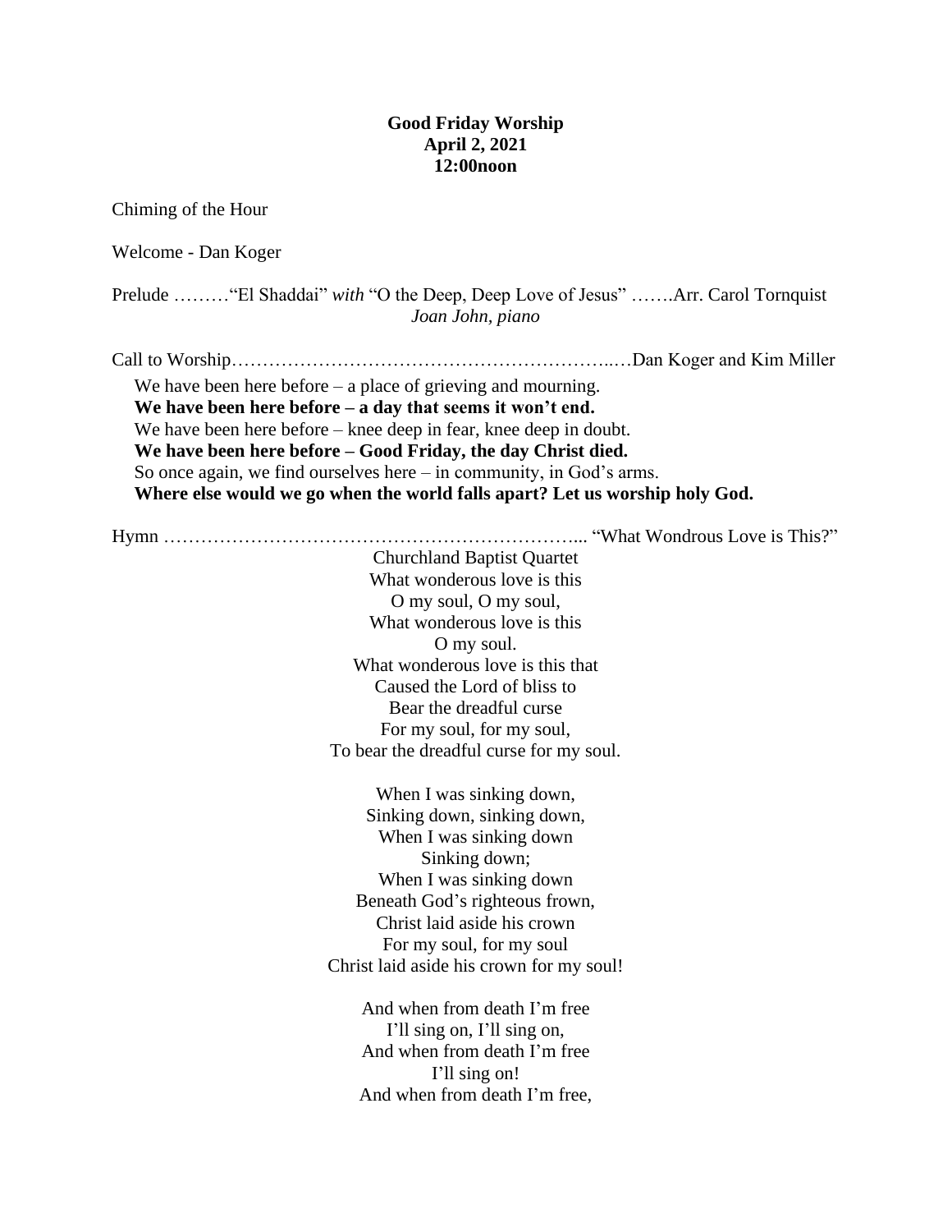**Good Friday Worship**
**April 2, 2021**
**12:00noon**

Chiming of the Hour

Welcome - Dan Koger

Prelude ………"El Shaddai" *with* "O the Deep, Deep Love of Jesus" …….Arr. Carol Tornquist
*Joan John, piano*

Call to Worship……………………………………………………..…Dan Koger and Kim Miller

We have been here before – a place of grieving and mourning.
**We have been here before – a day that seems it won't end.**
We have been here before – knee deep in fear, knee deep in doubt.
**We have been here before – Good Friday, the day Christ died.**
So once again, we find ourselves here – in community, in God's arms.
**Where else would we go when the world falls apart? Let us worship holy God.**

Hymn …………………………………………………………... "What Wondrous Love is This?"
Churchland Baptist Quartet

What wonderous love is this
O my soul, O my soul,
What wonderous love is this
O my soul.
What wonderous love is this that
Caused the Lord of bliss to
Bear the dreadful curse
For my soul, for my soul,
To bear the dreadful curse for my soul.

When I was sinking down,
Sinking down, sinking down,
When I was sinking down
Sinking down;
When I was sinking down
Beneath God's righteous frown,
Christ laid aside his crown
For my soul, for my soul
Christ laid aside his crown for my soul!

And when from death I'm free
I'll sing on, I'll sing on,
And when from death I'm free
I'll sing on!
And when from death I'm free,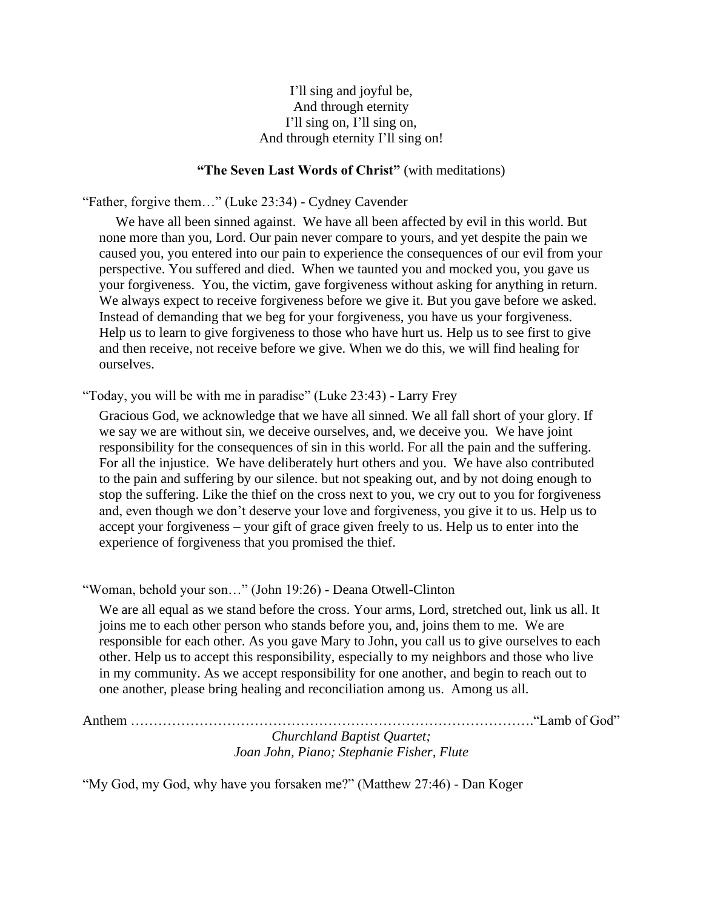I'll sing and joyful be,  
And through eternity  
I'll sing on, I'll sing on,  
And through eternity I'll sing on!

**"The Seven Last Words of Christ"** (with meditations)

"Father, forgive them…" (Luke 23:34) - Cydney Cavender

We have all been sinned against. We have all been affected by evil in this world. But none more than you, Lord. Our pain never compare to yours, and yet despite the pain we caused you, you entered into our pain to experience the consequences of our evil from your perspective. You suffered and died. When we taunted you and mocked you, you gave us your forgiveness. You, the victim, gave forgiveness without asking for anything in return. We always expect to receive forgiveness before we give it. But you gave before we asked. Instead of demanding that we beg for your forgiveness, you have us your forgiveness. Help us to learn to give forgiveness to those who have hurt us. Help us to see first to give and then receive, not receive before we give. When we do this, we will find healing for ourselves.

"Today, you will be with me in paradise" (Luke 23:43) - Larry Frey

Gracious God, we acknowledge that we have all sinned. We all fall short of your glory. If we say we are without sin, we deceive ourselves, and, we deceive you. We have joint responsibility for the consequences of sin in this world. For all the pain and the suffering. For all the injustice. We have deliberately hurt others and you. We have also contributed to the pain and suffering by our silence. but not speaking out, and by not doing enough to stop the suffering. Like the thief on the cross next to you, we cry out to you for forgiveness and, even though we don't deserve your love and forgiveness, you give it to us. Help us to accept your forgiveness – your gift of grace given freely to us. Help us to enter into the experience of forgiveness that you promised the thief.

"Woman, behold your son…" (John 19:26) - Deana Otwell-Clinton

We are all equal as we stand before the cross. Your arms, Lord, stretched out, link us all. It joins me to each other person who stands before you, and, joins them to me. We are responsible for each other. As you gave Mary to John, you call us to give ourselves to each other. Help us to accept this responsibility, especially to my neighbors and those who live in my community. As we accept responsibility for one another, and begin to reach out to one another, please bring healing and reconciliation among us. Among us all.

Anthem ………………………………………………………………………….."Lamb of God"

*Churchland Baptist Quartet;*  
*Joan John, Piano; Stephanie Fisher, Flute*

"My God, my God, why have you forsaken me?" (Matthew 27:46) - Dan Koger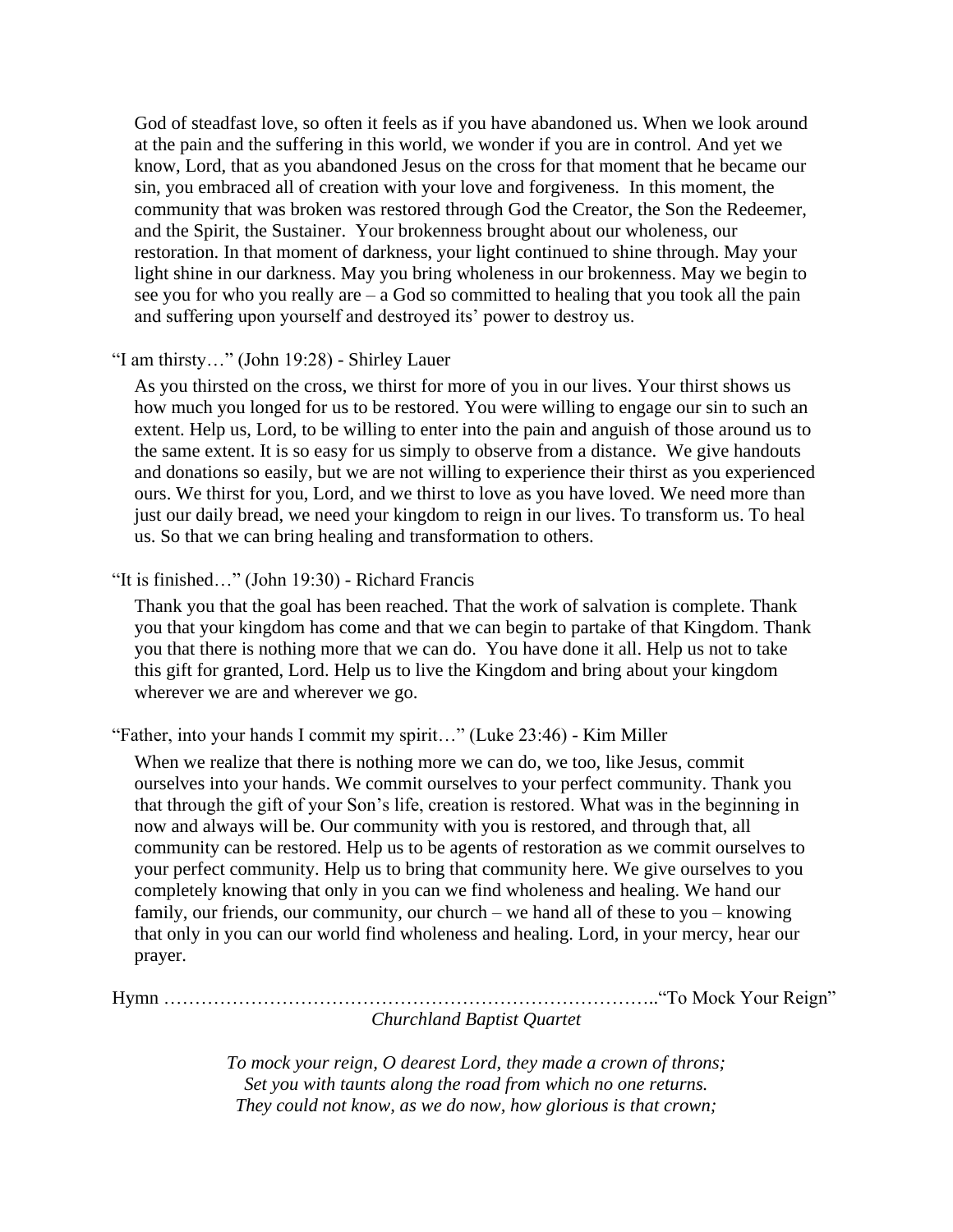God of steadfast love, so often it feels as if you have abandoned us. When we look around at the pain and the suffering in this world, we wonder if you are in control. And yet we know, Lord, that as you abandoned Jesus on the cross for that moment that he became our sin, you embraced all of creation with your love and forgiveness. In this moment, the community that was broken was restored through God the Creator, the Son the Redeemer, and the Spirit, the Sustainer. Your brokenness brought about our wholeness, our restoration. In that moment of darkness, your light continued to shine through. May your light shine in our darkness. May you bring wholeness in our brokenness. May we begin to see you for who you really are – a God so committed to healing that you took all the pain and suffering upon yourself and destroyed its' power to destroy us.

"I am thirsty…" (John 19:28) - Shirley Lauer

As you thirsted on the cross, we thirst for more of you in our lives. Your thirst shows us how much you longed for us to be restored. You were willing to engage our sin to such an extent. Help us, Lord, to be willing to enter into the pain and anguish of those around us to the same extent. It is so easy for us simply to observe from a distance. We give handouts and donations so easily, but we are not willing to experience their thirst as you experienced ours. We thirst for you, Lord, and we thirst to love as you have loved. We need more than just our daily bread, we need your kingdom to reign in our lives. To transform us. To heal us. So that we can bring healing and transformation to others.

"It is finished…" (John 19:30) - Richard Francis

Thank you that the goal has been reached. That the work of salvation is complete. Thank you that your kingdom has come and that we can begin to partake of that Kingdom. Thank you that there is nothing more that we can do. You have done it all. Help us not to take this gift for granted, Lord. Help us to live the Kingdom and bring about your kingdom wherever we are and wherever we go.

"Father, into your hands I commit my spirit…" (Luke 23:46) - Kim Miller

When we realize that there is nothing more we can do, we too, like Jesus, commit ourselves into your hands. We commit ourselves to your perfect community. Thank you that through the gift of your Son's life, creation is restored. What was in the beginning in now and always will be. Our community with you is restored, and through that, all community can be restored. Help us to be agents of restoration as we commit ourselves to your perfect community. Help us to bring that community here. We give ourselves to you completely knowing that only in you can we find wholeness and healing. We hand our family, our friends, our community, our church – we hand all of these to you – knowing that only in you can our world find wholeness and healing. Lord, in your mercy, hear our prayer.

Hymn ……………………………………………………………………."To Mock Your Reign"

*Churchland Baptist Quartet*

*To mock your reign, O dearest Lord, they made a crown of throns;*
*Set you with taunts along the road from which no one returns.*
*They could not know, as we do now, how glorious is that crown;*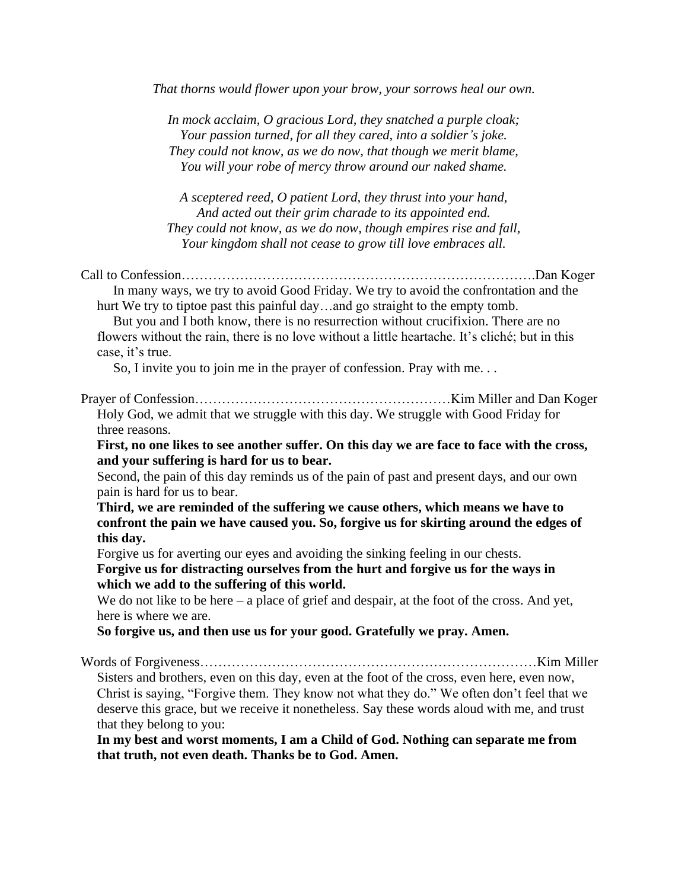*That thorns would flower upon your brow, your sorrows heal our own.*

*In mock acclaim, O gracious Lord, they snatched a purple cloak;*
*Your passion turned, for all they cared, into a soldier's joke.*
*They could not know, as we do now, that though we merit blame,*
*You will your robe of mercy throw around our naked shame.*

*A sceptered reed, O patient Lord, they thrust into your hand,*
*And acted out their grim charade to its appointed end.*
*They could not know, as we do now, though empires rise and fall,*
*Your kingdom shall not cease to grow till love embraces all.*

Call to Confession……………………………………………………………………….Dan Koger

In many ways, we try to avoid Good Friday. We try to avoid the confrontation and the hurt We try to tiptoe past this painful day…and go straight to the empty tomb.

But you and I both know, there is no resurrection without crucifixion. There are no flowers without the rain, there is no love without a little heartache. It's cliché; but in this case, it's true.

So, I invite you to join me in the prayer of confession. Pray with me. . .

Prayer of Confession…………………………………………………Kim Miller and Dan Koger

Holy God, we admit that we struggle with this day. We struggle with Good Friday for three reasons.

**First, no one likes to see another suffer. On this day we are face to face with the cross, and your suffering is hard for us to bear.**

Second, the pain of this day reminds us of the pain of past and present days, and our own pain is hard for us to bear.

**Third, we are reminded of the suffering we cause others, which means we have to confront the pain we have caused you. So, forgive us for skirting around the edges of this day.**

Forgive us for averting our eyes and avoiding the sinking feeling in our chests.

**Forgive us for distracting ourselves from the hurt and forgive us for the ways in which we add to the suffering of this world.**

We do not like to be here – a place of grief and despair, at the foot of the cross. And yet, here is where we are.

**So forgive us, and then use us for your good. Gratefully we pray. Amen.**

Words of Forgiveness…………………………………………………………………Kim Miller

Sisters and brothers, even on this day, even at the foot of the cross, even here, even now, Christ is saying, "Forgive them. They know not what they do." We often don't feel that we deserve this grace, but we receive it nonetheless. Say these words aloud with me, and trust that they belong to you:

**In my best and worst moments, I am a Child of God. Nothing can separate me from that truth, not even death. Thanks be to God. Amen.**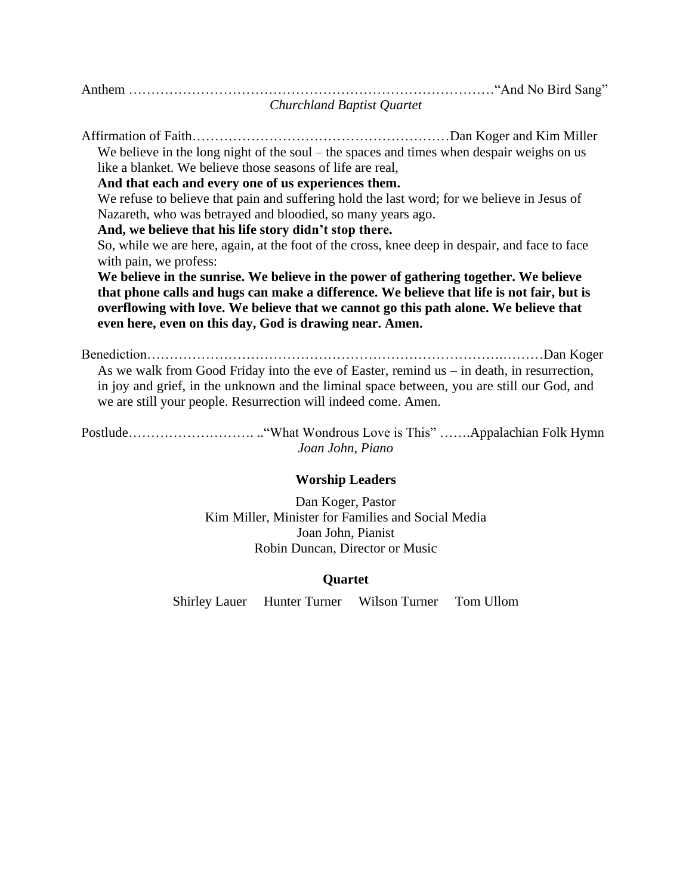Anthem …………………………………………………………………………“And No Bird Sang”

*Churchland Baptist Quartet*

Affirmation of Faith…………………………………………………Dan Koger and Kim Miller

We believe in the long night of the soul – the spaces and times when despair weighs on us like a blanket. We believe those seasons of life are real,

**And that each and every one of us experiences them.**

We refuse to believe that pain and suffering hold the last word; for we believe in Jesus of Nazareth, who was betrayed and bloodied, so many years ago.

**And, we believe that his life story didn’t stop there.**

So, while we are here, again, at the foot of the cross, knee deep in despair, and face to face with pain, we profess:

**We believe in the sunrise. We believe in the power of gathering together. We believe that phone calls and hugs can make a difference. We believe that life is not fair, but is overflowing with love. We believe that we cannot go this path alone. We believe that even here, even on this day, God is drawing near. Amen.**

Benediction…………………………………………………………………..………Dan Koger

As we walk from Good Friday into the eve of Easter, remind us – in death, in resurrection, in joy and grief, in the unknown and the liminal space between, you are still our God, and we are still your people. Resurrection will indeed come. Amen.

Postlude………………………. ..“What Wondrous Love is This” …….Appalachian Folk Hymn

*Joan John, Piano*

**Worship Leaders**

Dan Koger, Pastor
Kim Miller, Minister for Families and Social Media
Joan John, Pianist
Robin Duncan, Director or Music

**Quartet**

Shirley Lauer Hunter Turner Wilson Turner Tom Ullom